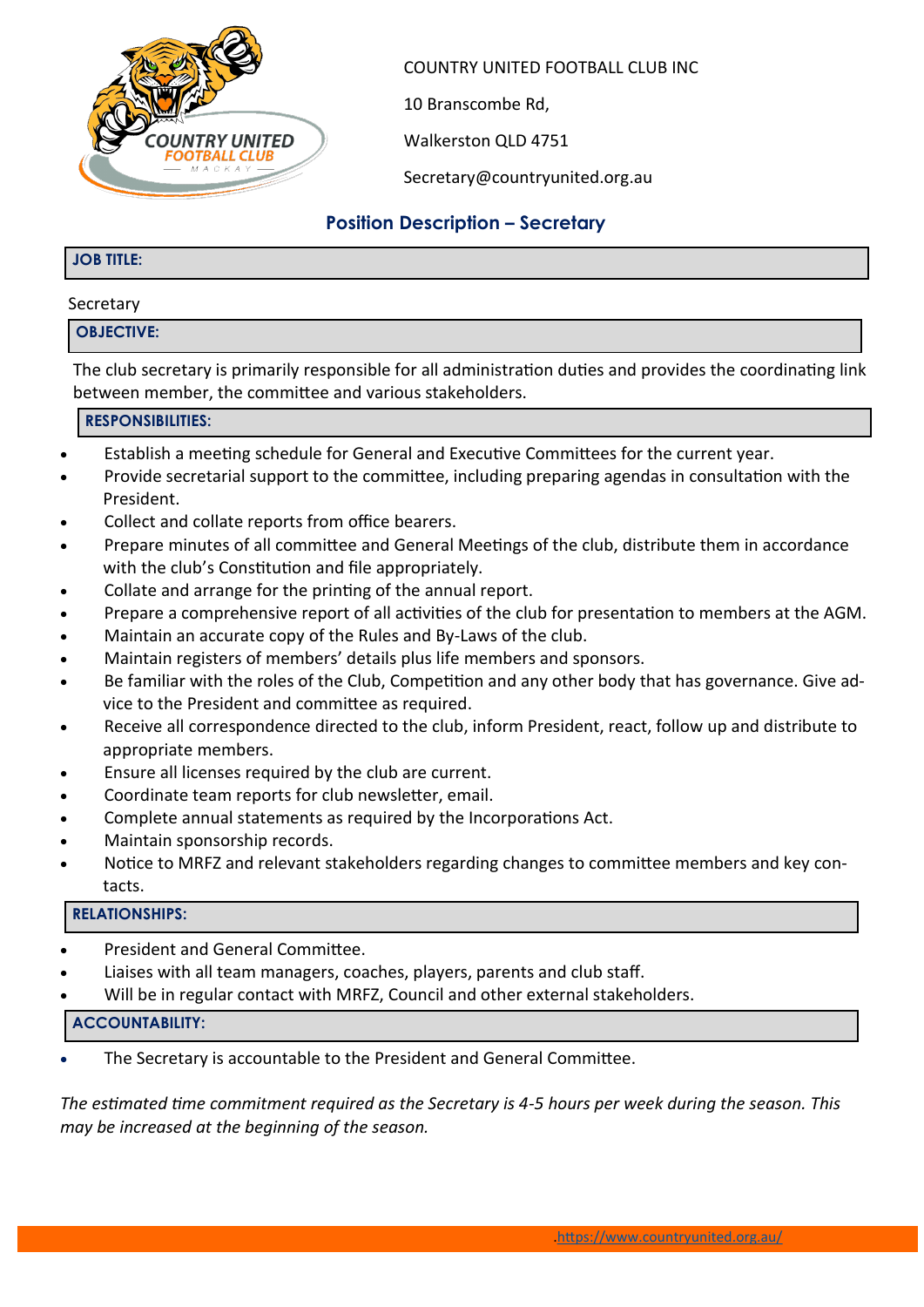COUNTRY UNITED FOOTBALL CLUB INC

10 Branscombe Rd,

Walkerston QLD 4751

Secretary@countryunited.org.au

## Position Description – Secretary

### JOB TITLE:

Secretary

### OBJECTIVE:

The club secretary is primarily responsible for all administration duties and provides the coordinating link between member, the committee and various stakeholders.

### RESPONSIBILITIES:

- Establish a meeting schedule for General and Executive Committees for the current year.
- Provide secretarial support to the committee, including preparing agendas in consultation with the President.
- Collect and collate reports from office bearers.
- Prepare minutes of all committee and General Meetings of the club, distribute them in accordance with the club's Constitution and file appropriately.
- Collate and arrange for the printing of the annual report.
- Prepare a comprehensive report of all activities of the club for presentation to members at the AGM.
- Maintain an accurate copy of the Rules and By-Laws of the club.
- Maintain registers of members' details plus life members and sponsors.
- Be familiar with the roles of the Club, Competition and any other body that has governance. Give advice to the President and committee as required.
- Receive all correspondence directed to the club, inform President, react, follow up and distribute to appropriate members.
- Ensure all licenses required by the club are current.
- Coordinate team reports for club newsletter, email.
- Complete annual statements as required by the Incorporations Act.
- Maintain sponsorship records.
- Notice to MRFZ and relevant stakeholders regarding changes to committee members and key contacts.

### RELATIONSHIPS:

- President and General Committee.
- Liaises with all team managers, coaches, players, parents and club staff.
- Will be in regular contact with MRFZ, Council and other external stakeholders.

### ACCOUNTABILITY:

- The Secretary is accountable to the President and General Committee.

*The estimated time commitment required as the Secretary is 4-5 hours per week during the season. This may be increased at the beginning of the season.*

.https://www.countryunited.org.au/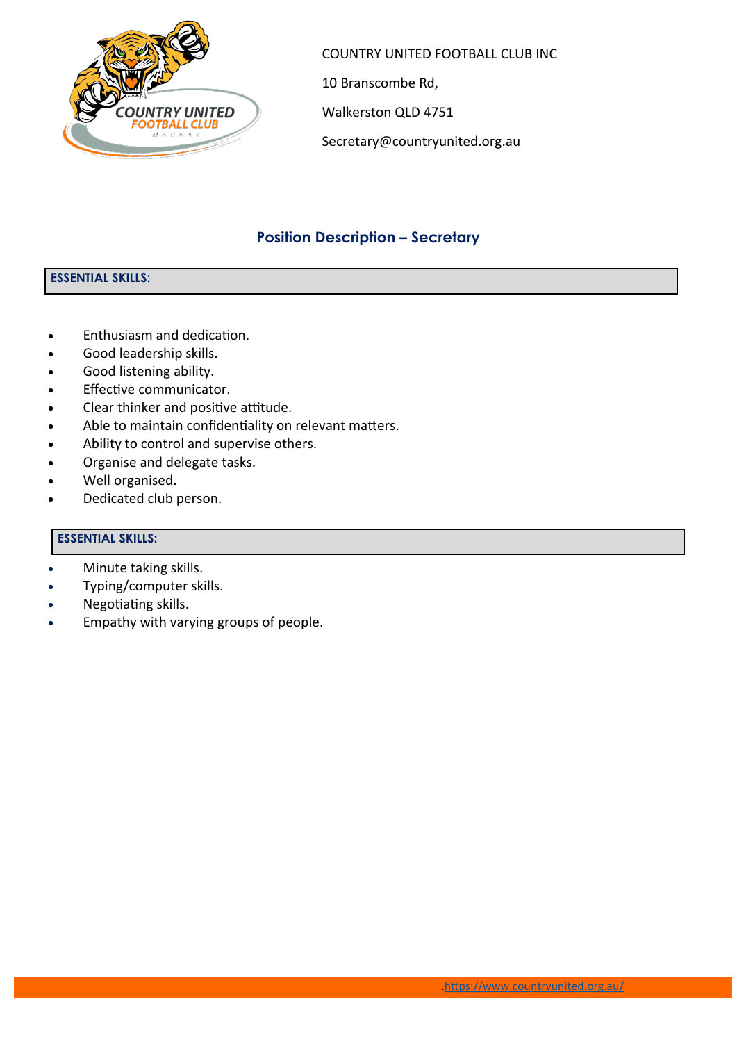COUNTRY UNITED FOOTBALL CLUB INC

10 Branscombe Rd,

Walkerston QLD 4751

Secretary@countryunited.org.au

## Position Description – Secretary

### ESSENTIAL SKILLS:

- Enthusiasm and dedication.
- Good leadership skills.
- Good listening ability.
- Effective communicator.
- Clear thinker and positive attitude.
- Able to maintain confidentiality on relevant matters.
- Ability to control and supervise others.
- Organise and delegate tasks.
- Well organised.
- Dedicated club person.

### ESSENTIAL SKILLS:

- Minute taking skills.
- Typing/computer skills.
- Negotiating skills.
- Empathy with varying groups of people.